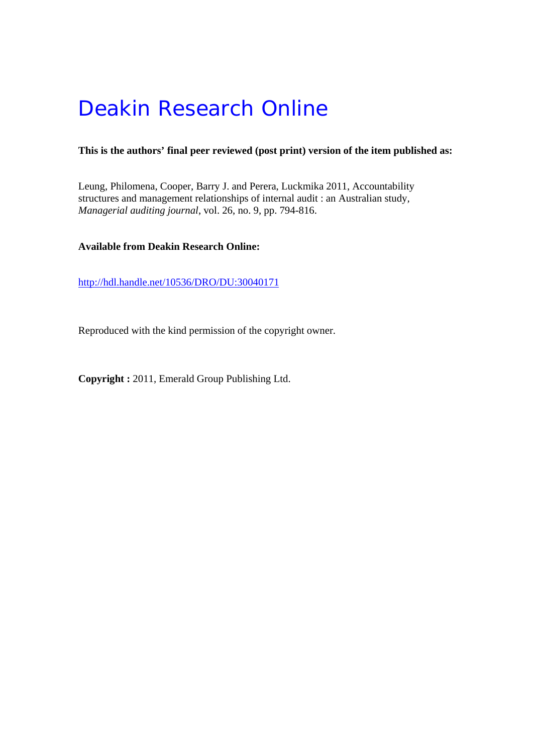# Deakin Research Online

**This is the authors' final peer reviewed (post print) version of the item published as:**

Leung, Philomena, Cooper, Barry J. and Perera, Luckmika 2011, Accountability structures and management relationships of internal audit : an Australian study, *Managerial auditing journal*, vol. 26, no. 9, pp. 794-816.

**Available from Deakin Research Online:**

http://hdl.handle.net/10536/DRO/DU:30040171

Reproduced with the kind permission of the copyright owner.

**Copyright :** 2011, Emerald Group Publishing Ltd.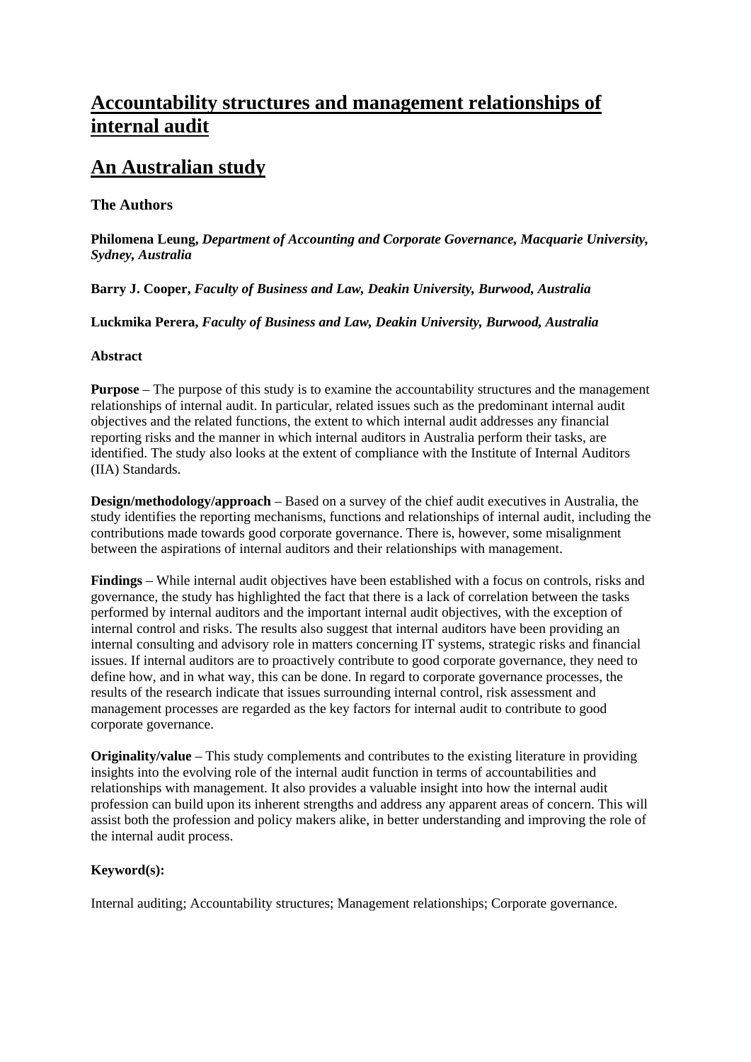# Accountability structures and management relationships of internal audit

# An Australian study

### The Authors

**Philomena Leung,** ***Department of Accounting and Corporate Governance, Macquarie University, Sydney, Australia***

**Barry J. Cooper,** ***Faculty of Business and Law, Deakin University, Burwood, Australia***

**Luckmika Perera,** ***Faculty of Business and Law, Deakin University, Burwood, Australia***

### Abstract

**Purpose** – The purpose of this study is to examine the accountability structures and the management relationships of internal audit. In particular, related issues such as the predominant internal audit objectives and the related functions, the extent to which internal audit addresses any financial reporting risks and the manner in which internal auditors in Australia perform their tasks, are identified. The study also looks at the extent of compliance with the Institute of Internal Auditors (IIA) Standards.

**Design/methodology/approach** – Based on a survey of the chief audit executives in Australia, the study identifies the reporting mechanisms, functions and relationships of internal audit, including the contributions made towards good corporate governance. There is, however, some misalignment between the aspirations of internal auditors and their relationships with management.

**Findings** – While internal audit objectives have been established with a focus on controls, risks and governance, the study has highlighted the fact that there is a lack of correlation between the tasks performed by internal auditors and the important internal audit objectives, with the exception of internal control and risks. The results also suggest that internal auditors have been providing an internal consulting and advisory role in matters concerning IT systems, strategic risks and financial issues. If internal auditors are to proactively contribute to good corporate governance, they need to define how, and in what way, this can be done. In regard to corporate governance processes, the results of the research indicate that issues surrounding internal control, risk assessment and management processes are regarded as the key factors for internal audit to contribute to good corporate governance.

**Originality/value** – This study complements and contributes to the existing literature in providing insights into the evolving role of the internal audit function in terms of accountabilities and relationships with management. It also provides a valuable insight into how the internal audit profession can build upon its inherent strengths and address any apparent areas of concern. This will assist both the profession and policy makers alike, in better understanding and improving the role of the internal audit process.

### Keyword(s):

Internal auditing; Accountability structures; Management relationships; Corporate governance.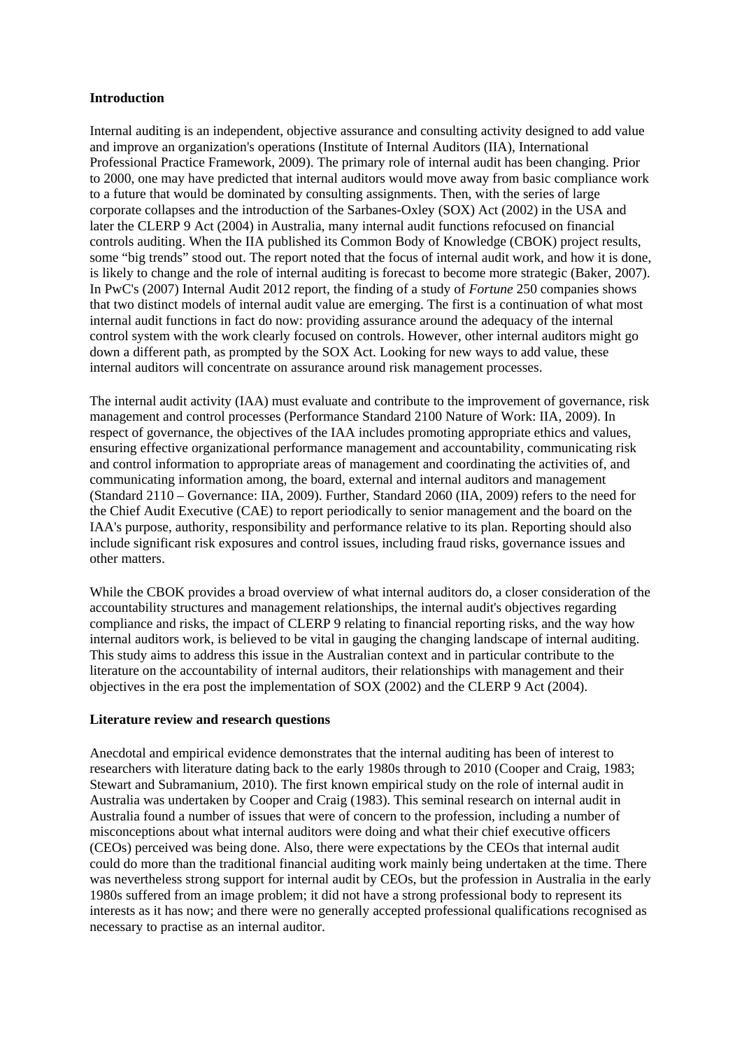## Introduction

Internal auditing is an independent, objective assurance and consulting activity designed to add value and improve an organization's operations (Institute of Internal Auditors (IIA), International Professional Practice Framework, 2009). The primary role of internal audit has been changing. Prior to 2000, one may have predicted that internal auditors would move away from basic compliance work to a future that would be dominated by consulting assignments. Then, with the series of large corporate collapses and the introduction of the Sarbanes-Oxley (SOX) Act (2002) in the USA and later the CLERP 9 Act (2004) in Australia, many internal audit functions refocused on financial controls auditing. When the IIA published its Common Body of Knowledge (CBOK) project results, some "big trends" stood out. The report noted that the focus of internal audit work, and how it is done, is likely to change and the role of internal auditing is forecast to become more strategic (Baker, 2007). In PwC's (2007) Internal Audit 2012 report, the finding of a study of *Fortune* 250 companies shows that two distinct models of internal audit value are emerging. The first is a continuation of what most internal audit functions in fact do now: providing assurance around the adequacy of the internal control system with the work clearly focused on controls. However, other internal auditors might go down a different path, as prompted by the SOX Act. Looking for new ways to add value, these internal auditors will concentrate on assurance around risk management processes.

The internal audit activity (IAA) must evaluate and contribute to the improvement of governance, risk management and control processes (Performance Standard 2100 Nature of Work: IIA, 2009). In respect of governance, the objectives of the IAA includes promoting appropriate ethics and values, ensuring effective organizational performance management and accountability, communicating risk and control information to appropriate areas of management and coordinating the activities of, and communicating information among, the board, external and internal auditors and management (Standard 2110 – Governance: IIA, 2009). Further, Standard 2060 (IIA, 2009) refers to the need for the Chief Audit Executive (CAE) to report periodically to senior management and the board on the IAA's purpose, authority, responsibility and performance relative to its plan. Reporting should also include significant risk exposures and control issues, including fraud risks, governance issues and other matters.

While the CBOK provides a broad overview of what internal auditors do, a closer consideration of the accountability structures and management relationships, the internal audit's objectives regarding compliance and risks, the impact of CLERP 9 relating to financial reporting risks, and the way how internal auditors work, is believed to be vital in gauging the changing landscape of internal auditing. This study aims to address this issue in the Australian context and in particular contribute to the literature on the accountability of internal auditors, their relationships with management and their objectives in the era post the implementation of SOX (2002) and the CLERP 9 Act (2004).

## Literature review and research questions

Anecdotal and empirical evidence demonstrates that the internal auditing has been of interest to researchers with literature dating back to the early 1980s through to 2010 (Cooper and Craig, 1983; Stewart and Subramanium, 2010). The first known empirical study on the role of internal audit in Australia was undertaken by Cooper and Craig (1983). This seminal research on internal audit in Australia found a number of issues that were of concern to the profession, including a number of misconceptions about what internal auditors were doing and what their chief executive officers (CEOs) perceived was being done. Also, there were expectations by the CEOs that internal audit could do more than the traditional financial auditing work mainly being undertaken at the time. There was nevertheless strong support for internal audit by CEOs, but the profession in Australia in the early 1980s suffered from an image problem; it did not have a strong professional body to represent its interests as it has now; and there were no generally accepted professional qualifications recognised as necessary to practise as an internal auditor.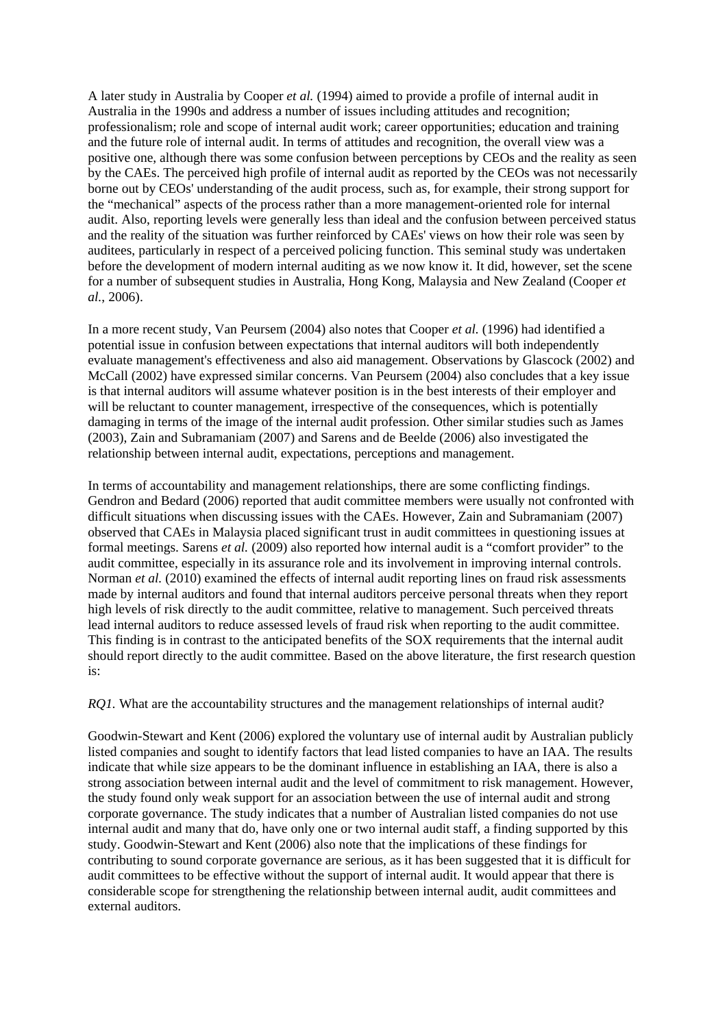A later study in Australia by Cooper *et al.* (1994) aimed to provide a profile of internal audit in Australia in the 1990s and address a number of issues including attitudes and recognition; professionalism; role and scope of internal audit work; career opportunities; education and training and the future role of internal audit. In terms of attitudes and recognition, the overall view was a positive one, although there was some confusion between perceptions by CEOs and the reality as seen by the CAEs. The perceived high profile of internal audit as reported by the CEOs was not necessarily borne out by CEOs' understanding of the audit process, such as, for example, their strong support for the "mechanical" aspects of the process rather than a more management-oriented role for internal audit. Also, reporting levels were generally less than ideal and the confusion between perceived status and the reality of the situation was further reinforced by CAEs' views on how their role was seen by auditees, particularly in respect of a perceived policing function. This seminal study was undertaken before the development of modern internal auditing as we now know it. It did, however, set the scene for a number of subsequent studies in Australia, Hong Kong, Malaysia and New Zealand (Cooper *et al.*, 2006).

In a more recent study, Van Peursem (2004) also notes that Cooper *et al.* (1996) had identified a potential issue in confusion between expectations that internal auditors will both independently evaluate management's effectiveness and also aid management. Observations by Glascock (2002) and McCall (2002) have expressed similar concerns. Van Peursem (2004) also concludes that a key issue is that internal auditors will assume whatever position is in the best interests of their employer and will be reluctant to counter management, irrespective of the consequences, which is potentially damaging in terms of the image of the internal audit profession. Other similar studies such as James (2003), Zain and Subramaniam (2007) and Sarens and de Beelde (2006) also investigated the relationship between internal audit, expectations, perceptions and management.

In terms of accountability and management relationships, there are some conflicting findings. Gendron and Bedard (2006) reported that audit committee members were usually not confronted with difficult situations when discussing issues with the CAEs. However, Zain and Subramaniam (2007) observed that CAEs in Malaysia placed significant trust in audit committees in questioning issues at formal meetings. Sarens *et al.* (2009) also reported how internal audit is a "comfort provider" to the audit committee, especially in its assurance role and its involvement in improving internal controls. Norman *et al.* (2010) examined the effects of internal audit reporting lines on fraud risk assessments made by internal auditors and found that internal auditors perceive personal threats when they report high levels of risk directly to the audit committee, relative to management. Such perceived threats lead internal auditors to reduce assessed levels of fraud risk when reporting to the audit committee. This finding is in contrast to the anticipated benefits of the SOX requirements that the internal audit should report directly to the audit committee. Based on the above literature, the first research question is:

*RQ1.* What are the accountability structures and the management relationships of internal audit?

Goodwin-Stewart and Kent (2006) explored the voluntary use of internal audit by Australian publicly listed companies and sought to identify factors that lead listed companies to have an IAA. The results indicate that while size appears to be the dominant influence in establishing an IAA, there is also a strong association between internal audit and the level of commitment to risk management. However, the study found only weak support for an association between the use of internal audit and strong corporate governance. The study indicates that a number of Australian listed companies do not use internal audit and many that do, have only one or two internal audit staff, a finding supported by this study. Goodwin-Stewart and Kent (2006) also note that the implications of these findings for contributing to sound corporate governance are serious, as it has been suggested that it is difficult for audit committees to be effective without the support of internal audit. It would appear that there is considerable scope for strengthening the relationship between internal audit, audit committees and external auditors.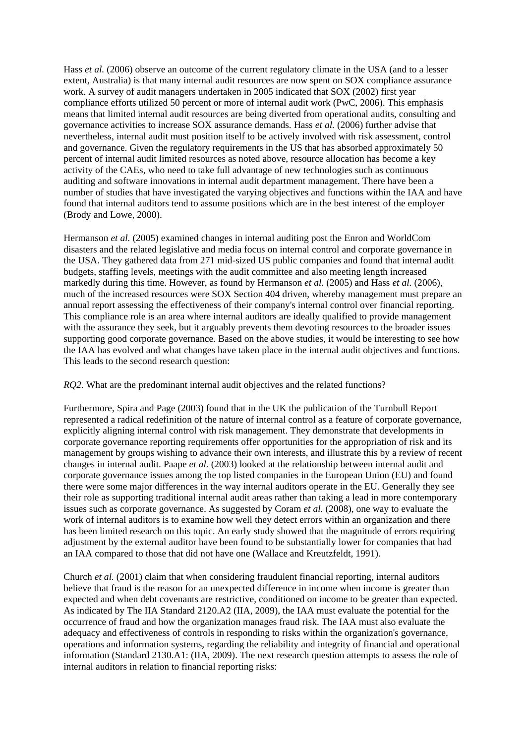Hass *et al.* (2006) observe an outcome of the current regulatory climate in the USA (and to a lesser extent, Australia) is that many internal audit resources are now spent on SOX compliance assurance work. A survey of audit managers undertaken in 2005 indicated that SOX (2002) first year compliance efforts utilized 50 percent or more of internal audit work (PwC, 2006). This emphasis means that limited internal audit resources are being diverted from operational audits, consulting and governance activities to increase SOX assurance demands. Hass *et al.* (2006) further advise that nevertheless, internal audit must position itself to be actively involved with risk assessment, control and governance. Given the regulatory requirements in the US that has absorbed approximately 50 percent of internal audit limited resources as noted above, resource allocation has become a key activity of the CAEs, who need to take full advantage of new technologies such as continuous auditing and software innovations in internal audit department management. There have been a number of studies that have investigated the varying objectives and functions within the IAA and have found that internal auditors tend to assume positions which are in the best interest of the employer (Brody and Lowe, 2000).

Hermanson *et al.* (2005) examined changes in internal auditing post the Enron and WorldCom disasters and the related legislative and media focus on internal control and corporate governance in the USA. They gathered data from 271 mid-sized US public companies and found that internal audit budgets, staffing levels, meetings with the audit committee and also meeting length increased markedly during this time. However, as found by Hermanson *et al.* (2005) and Hass *et al.* (2006), much of the increased resources were SOX Section 404 driven, whereby management must prepare an annual report assessing the effectiveness of their company's internal control over financial reporting. This compliance role is an area where internal auditors are ideally qualified to provide management with the assurance they seek, but it arguably prevents them devoting resources to the broader issues supporting good corporate governance. Based on the above studies, it would be interesting to see how the IAA has evolved and what changes have taken place in the internal audit objectives and functions. This leads to the second research question:

*RQ2.* What are the predominant internal audit objectives and the related functions?

Furthermore, Spira and Page (2003) found that in the UK the publication of the Turnbull Report represented a radical redefinition of the nature of internal control as a feature of corporate governance, explicitly aligning internal control with risk management. They demonstrate that developments in corporate governance reporting requirements offer opportunities for the appropriation of risk and its management by groups wishing to advance their own interests, and illustrate this by a review of recent changes in internal audit. Paape *et al.* (2003) looked at the relationship between internal audit and corporate governance issues among the top listed companies in the European Union (EU) and found there were some major differences in the way internal auditors operate in the EU. Generally they see their role as supporting traditional internal audit areas rather than taking a lead in more contemporary issues such as corporate governance. As suggested by Coram *et al.* (2008), one way to evaluate the work of internal auditors is to examine how well they detect errors within an organization and there has been limited research on this topic. An early study showed that the magnitude of errors requiring adjustment by the external auditor have been found to be substantially lower for companies that had an IAA compared to those that did not have one (Wallace and Kreutzfeldt, 1991).

Church *et al.* (2001) claim that when considering fraudulent financial reporting, internal auditors believe that fraud is the reason for an unexpected difference in income when income is greater than expected and when debt covenants are restrictive, conditioned on income to be greater than expected. As indicated by The IIA Standard 2120.A2 (IIA, 2009), the IAA must evaluate the potential for the occurrence of fraud and how the organization manages fraud risk. The IAA must also evaluate the adequacy and effectiveness of controls in responding to risks within the organization's governance, operations and information systems, regarding the reliability and integrity of financial and operational information (Standard 2130.A1: (IIA, 2009). The next research question attempts to assess the role of internal auditors in relation to financial reporting risks: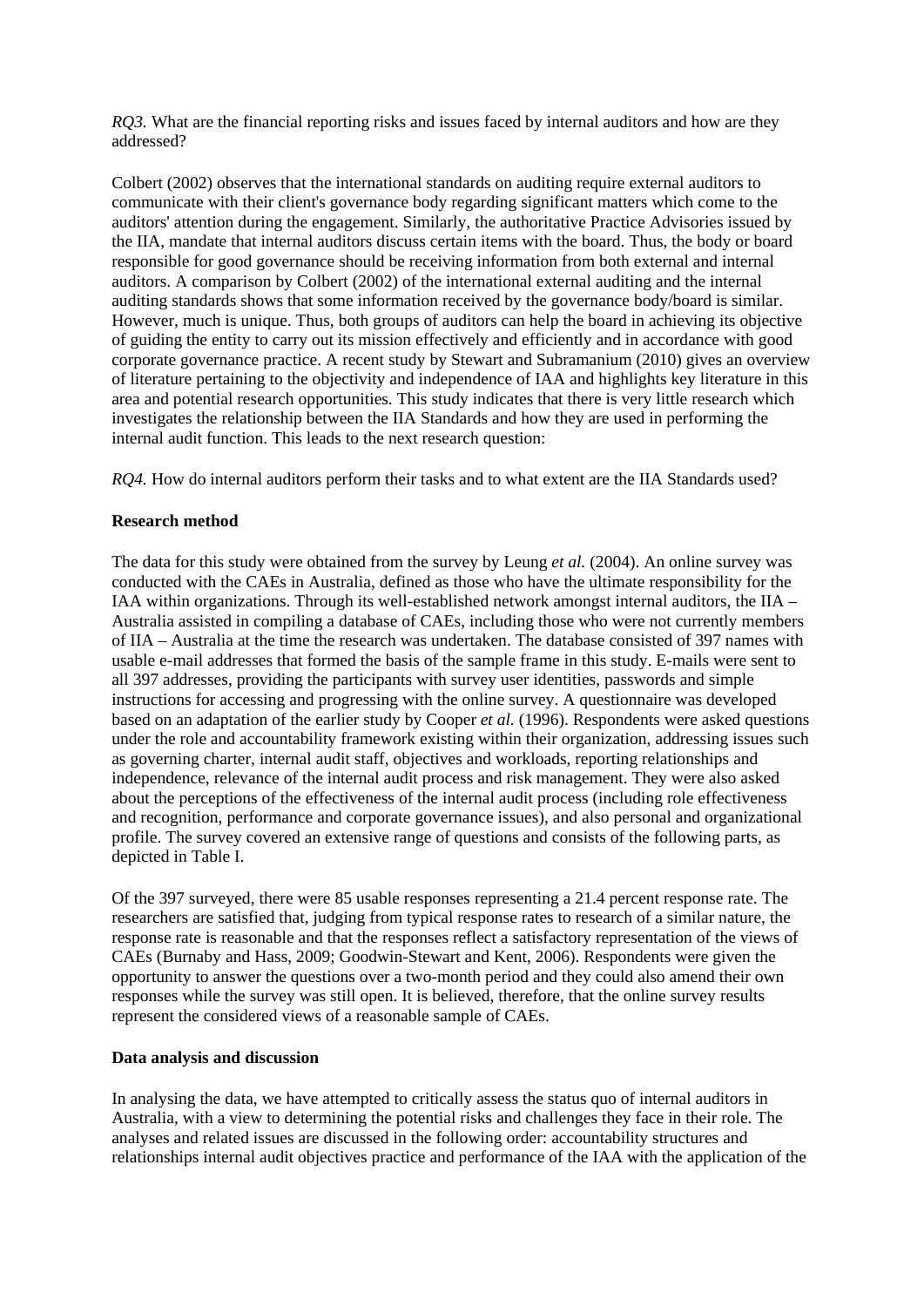*RQ3.* What are the financial reporting risks and issues faced by internal auditors and how are they addressed?

Colbert (2002) observes that the international standards on auditing require external auditors to communicate with their client's governance body regarding significant matters which come to the auditors' attention during the engagement. Similarly, the authoritative Practice Advisories issued by the IIA, mandate that internal auditors discuss certain items with the board. Thus, the body or board responsible for good governance should be receiving information from both external and internal auditors. A comparison by Colbert (2002) of the international external auditing and the internal auditing standards shows that some information received by the governance body/board is similar. However, much is unique. Thus, both groups of auditors can help the board in achieving its objective of guiding the entity to carry out its mission effectively and efficiently and in accordance with good corporate governance practice. A recent study by Stewart and Subramanium (2010) gives an overview of literature pertaining to the objectivity and independence of IAA and highlights key literature in this area and potential research opportunities. This study indicates that there is very little research which investigates the relationship between the IIA Standards and how they are used in performing the internal audit function. This leads to the next research question:

*RQ4.* How do internal auditors perform their tasks and to what extent are the IIA Standards used?

**Research method**

The data for this study were obtained from the survey by Leung *et al.* (2004). An online survey was conducted with the CAEs in Australia, defined as those who have the ultimate responsibility for the IAA within organizations. Through its well-established network amongst internal auditors, the IIA – Australia assisted in compiling a database of CAEs, including those who were not currently members of IIA – Australia at the time the research was undertaken. The database consisted of 397 names with usable e-mail addresses that formed the basis of the sample frame in this study. E-mails were sent to all 397 addresses, providing the participants with survey user identities, passwords and simple instructions for accessing and progressing with the online survey. A questionnaire was developed based on an adaptation of the earlier study by Cooper *et al.* (1996). Respondents were asked questions under the role and accountability framework existing within their organization, addressing issues such as governing charter, internal audit staff, objectives and workloads, reporting relationships and independence, relevance of the internal audit process and risk management. They were also asked about the perceptions of the effectiveness of the internal audit process (including role effectiveness and recognition, performance and corporate governance issues), and also personal and organizational profile. The survey covered an extensive range of questions and consists of the following parts, as depicted in Table I.

Of the 397 surveyed, there were 85 usable responses representing a 21.4 percent response rate. The researchers are satisfied that, judging from typical response rates to research of a similar nature, the response rate is reasonable and that the responses reflect a satisfactory representation of the views of CAEs (Burnaby and Hass, 2009; Goodwin-Stewart and Kent, 2006). Respondents were given the opportunity to answer the questions over a two-month period and they could also amend their own responses while the survey was still open. It is believed, therefore, that the online survey results represent the considered views of a reasonable sample of CAEs.

**Data analysis and discussion**

In analysing the data, we have attempted to critically assess the status quo of internal auditors in Australia, with a view to determining the potential risks and challenges they face in their role. The analyses and related issues are discussed in the following order: accountability structures and relationships internal audit objectives practice and performance of the IAA with the application of the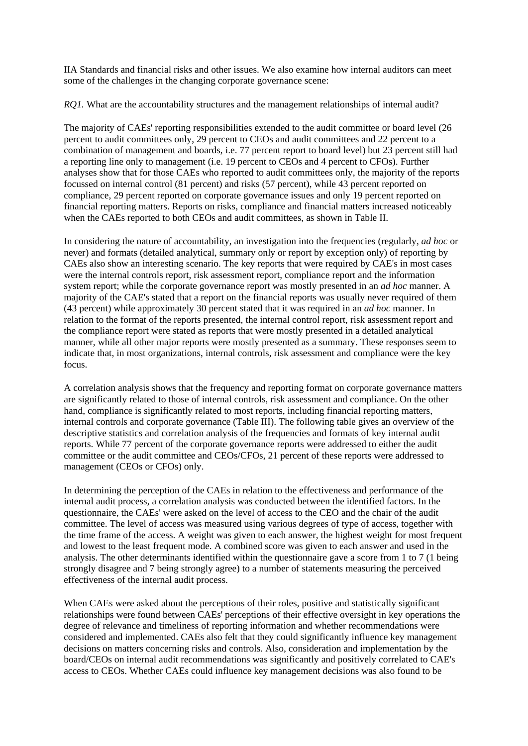IIA Standards and financial risks and other issues. We also examine how internal auditors can meet some of the challenges in the changing corporate governance scene:

*RQ1.* What are the accountability structures and the management relationships of internal audit?

The majority of CAEs' reporting responsibilities extended to the audit committee or board level (26 percent to audit committees only, 29 percent to CEOs and audit committees and 22 percent to a combination of management and boards, i.e. 77 percent report to board level) but 23 percent still had a reporting line only to management (i.e. 19 percent to CEOs and 4 percent to CFOs). Further analyses show that for those CAEs who reported to audit committees only, the majority of the reports focussed on internal control (81 percent) and risks (57 percent), while 43 percent reported on compliance, 29 percent reported on corporate governance issues and only 19 percent reported on financial reporting matters. Reports on risks, compliance and financial matters increased noticeably when the CAEs reported to both CEOs and audit committees, as shown in Table II.

In considering the nature of accountability, an investigation into the frequencies (regularly, *ad hoc* or never) and formats (detailed analytical, summary only or report by exception only) of reporting by CAEs also show an interesting scenario. The key reports that were required by CAE's in most cases were the internal controls report, risk assessment report, compliance report and the information system report; while the corporate governance report was mostly presented in an *ad hoc* manner. A majority of the CAE's stated that a report on the financial reports was usually never required of them (43 percent) while approximately 30 percent stated that it was required in an *ad hoc* manner. In relation to the format of the reports presented, the internal control report, risk assessment report and the compliance report were stated as reports that were mostly presented in a detailed analytical manner, while all other major reports were mostly presented as a summary. These responses seem to indicate that, in most organizations, internal controls, risk assessment and compliance were the key focus.

A correlation analysis shows that the frequency and reporting format on corporate governance matters are significantly related to those of internal controls, risk assessment and compliance. On the other hand, compliance is significantly related to most reports, including financial reporting matters, internal controls and corporate governance (Table III). The following table gives an overview of the descriptive statistics and correlation analysis of the frequencies and formats of key internal audit reports. While 77 percent of the corporate governance reports were addressed to either the audit committee or the audit committee and CEOs/CFOs, 21 percent of these reports were addressed to management (CEOs or CFOs) only.

In determining the perception of the CAEs in relation to the effectiveness and performance of the internal audit process, a correlation analysis was conducted between the identified factors. In the questionnaire, the CAEs' were asked on the level of access to the CEO and the chair of the audit committee. The level of access was measured using various degrees of type of access, together with the time frame of the access. A weight was given to each answer, the highest weight for most frequent and lowest to the least frequent mode. A combined score was given to each answer and used in the analysis. The other determinants identified within the questionnaire gave a score from 1 to 7 (1 being strongly disagree and 7 being strongly agree) to a number of statements measuring the perceived effectiveness of the internal audit process.

When CAEs were asked about the perceptions of their roles, positive and statistically significant relationships were found between CAEs' perceptions of their effective oversight in key operations the degree of relevance and timeliness of reporting information and whether recommendations were considered and implemented. CAEs also felt that they could significantly influence key management decisions on matters concerning risks and controls. Also, consideration and implementation by the board/CEOs on internal audit recommendations was significantly and positively correlated to CAE's access to CEOs. Whether CAEs could influence key management decisions was also found to be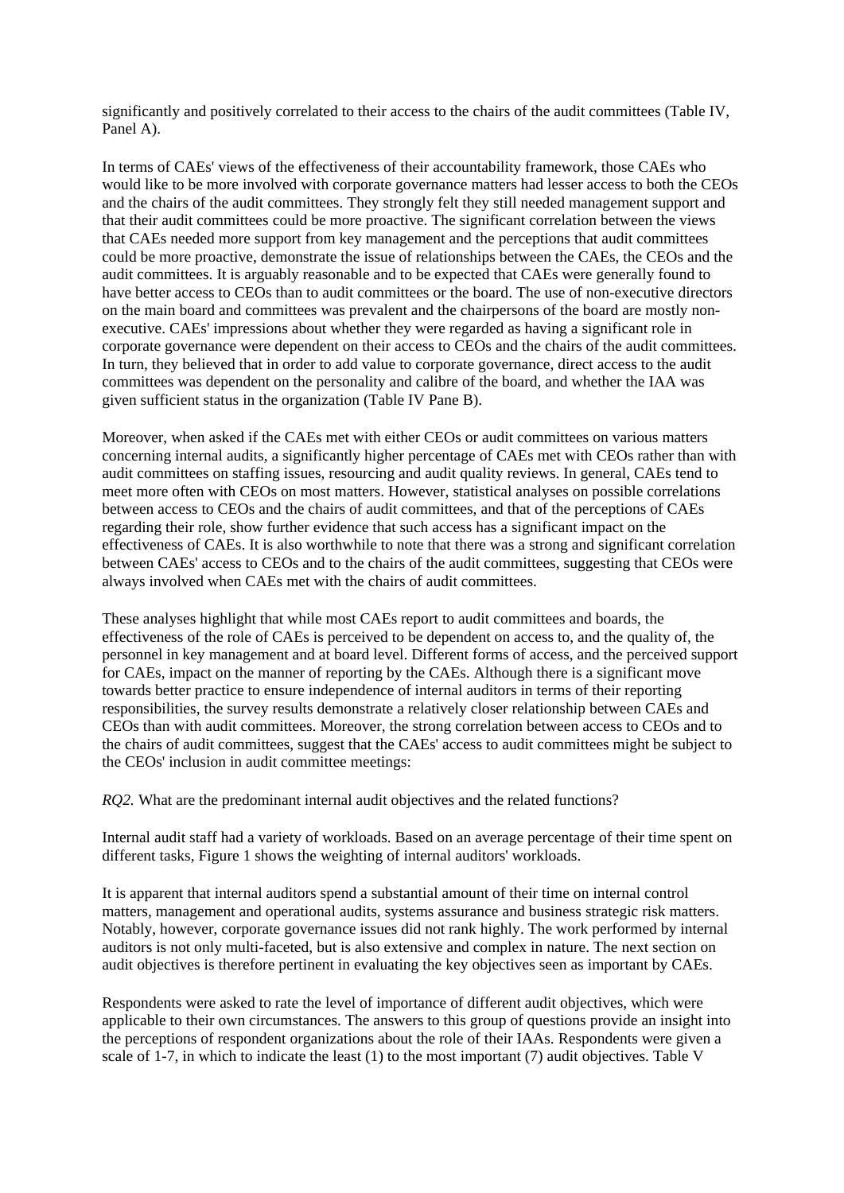significantly and positively correlated to their access to the chairs of the audit committees (Table IV, Panel A).

In terms of CAEs' views of the effectiveness of their accountability framework, those CAEs who would like to be more involved with corporate governance matters had lesser access to both the CEOs and the chairs of the audit committees. They strongly felt they still needed management support and that their audit committees could be more proactive. The significant correlation between the views that CAEs needed more support from key management and the perceptions that audit committees could be more proactive, demonstrate the issue of relationships between the CAEs, the CEOs and the audit committees. It is arguably reasonable and to be expected that CAEs were generally found to have better access to CEOs than to audit committees or the board. The use of non-executive directors on the main board and committees was prevalent and the chairpersons of the board are mostly non-executive. CAEs' impressions about whether they were regarded as having a significant role in corporate governance were dependent on their access to CEOs and the chairs of the audit committees. In turn, they believed that in order to add value to corporate governance, direct access to the audit committees was dependent on the personality and calibre of the board, and whether the IAA was given sufficient status in the organization (Table IV Pane B).

Moreover, when asked if the CAEs met with either CEOs or audit committees on various matters concerning internal audits, a significantly higher percentage of CAEs met with CEOs rather than with audit committees on staffing issues, resourcing and audit quality reviews. In general, CAEs tend to meet more often with CEOs on most matters. However, statistical analyses on possible correlations between access to CEOs and the chairs of audit committees, and that of the perceptions of CAEs regarding their role, show further evidence that such access has a significant impact on the effectiveness of CAEs. It is also worthwhile to note that there was a strong and significant correlation between CAEs' access to CEOs and to the chairs of the audit committees, suggesting that CEOs were always involved when CAEs met with the chairs of audit committees.

These analyses highlight that while most CAEs report to audit committees and boards, the effectiveness of the role of CAEs is perceived to be dependent on access to, and the quality of, the personnel in key management and at board level. Different forms of access, and the perceived support for CAEs, impact on the manner of reporting by the CAEs. Although there is a significant move towards better practice to ensure independence of internal auditors in terms of their reporting responsibilities, the survey results demonstrate a relatively closer relationship between CAEs and CEOs than with audit committees. Moreover, the strong correlation between access to CEOs and to the chairs of audit committees, suggest that the CAEs' access to audit committees might be subject to the CEOs' inclusion in audit committee meetings:

*RQ2.* What are the predominant internal audit objectives and the related functions?

Internal audit staff had a variety of workloads. Based on an average percentage of their time spent on different tasks, Figure 1 shows the weighting of internal auditors' workloads.

It is apparent that internal auditors spend a substantial amount of their time on internal control matters, management and operational audits, systems assurance and business strategic risk matters. Notably, however, corporate governance issues did not rank highly. The work performed by internal auditors is not only multi-faceted, but is also extensive and complex in nature. The next section on audit objectives is therefore pertinent in evaluating the key objectives seen as important by CAEs.

Respondents were asked to rate the level of importance of different audit objectives, which were applicable to their own circumstances. The answers to this group of questions provide an insight into the perceptions of respondent organizations about the role of their IAAs. Respondents were given a scale of 1-7, in which to indicate the least (1) to the most important (7) audit objectives. Table V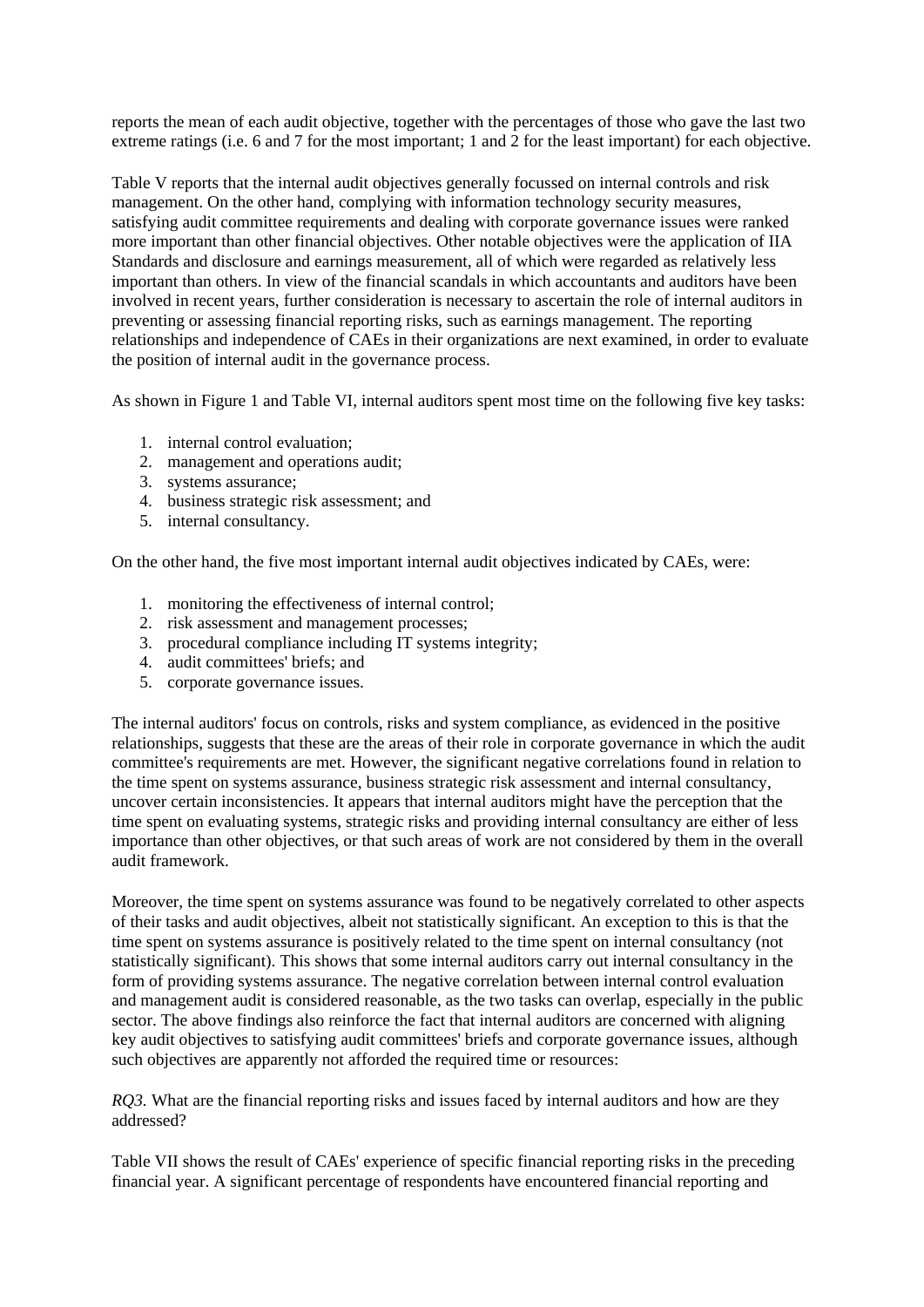reports the mean of each audit objective, together with the percentages of those who gave the last two extreme ratings (i.e. 6 and 7 for the most important; 1 and 2 for the least important) for each objective.

Table V reports that the internal audit objectives generally focussed on internal controls and risk management. On the other hand, complying with information technology security measures, satisfying audit committee requirements and dealing with corporate governance issues were ranked more important than other financial objectives. Other notable objectives were the application of IIA Standards and disclosure and earnings measurement, all of which were regarded as relatively less important than others. In view of the financial scandals in which accountants and auditors have been involved in recent years, further consideration is necessary to ascertain the role of internal auditors in preventing or assessing financial reporting risks, such as earnings management. The reporting relationships and independence of CAEs in their organizations are next examined, in order to evaluate the position of internal audit in the governance process.

As shown in Figure 1 and Table VI, internal auditors spent most time on the following five key tasks:

1. internal control evaluation;
2. management and operations audit;
3. systems assurance;
4. business strategic risk assessment; and
5. internal consultancy.

On the other hand, the five most important internal audit objectives indicated by CAEs, were:

1. monitoring the effectiveness of internal control;
2. risk assessment and management processes;
3. procedural compliance including IT systems integrity;
4. audit committees' briefs; and
5. corporate governance issues.

The internal auditors' focus on controls, risks and system compliance, as evidenced in the positive relationships, suggests that these are the areas of their role in corporate governance in which the audit committee's requirements are met. However, the significant negative correlations found in relation to the time spent on systems assurance, business strategic risk assessment and internal consultancy, uncover certain inconsistencies. It appears that internal auditors might have the perception that the time spent on evaluating systems, strategic risks and providing internal consultancy are either of less importance than other objectives, or that such areas of work are not considered by them in the overall audit framework.

Moreover, the time spent on systems assurance was found to be negatively correlated to other aspects of their tasks and audit objectives, albeit not statistically significant. An exception to this is that the time spent on systems assurance is positively related to the time spent on internal consultancy (not statistically significant). This shows that some internal auditors carry out internal consultancy in the form of providing systems assurance. The negative correlation between internal control evaluation and management audit is considered reasonable, as the two tasks can overlap, especially in the public sector. The above findings also reinforce the fact that internal auditors are concerned with aligning key audit objectives to satisfying audit committees' briefs and corporate governance issues, although such objectives are apparently not afforded the required time or resources:

*RQ3.* What are the financial reporting risks and issues faced by internal auditors and how are they addressed?

Table VII shows the result of CAEs' experience of specific financial reporting risks in the preceding financial year. A significant percentage of respondents have encountered financial reporting and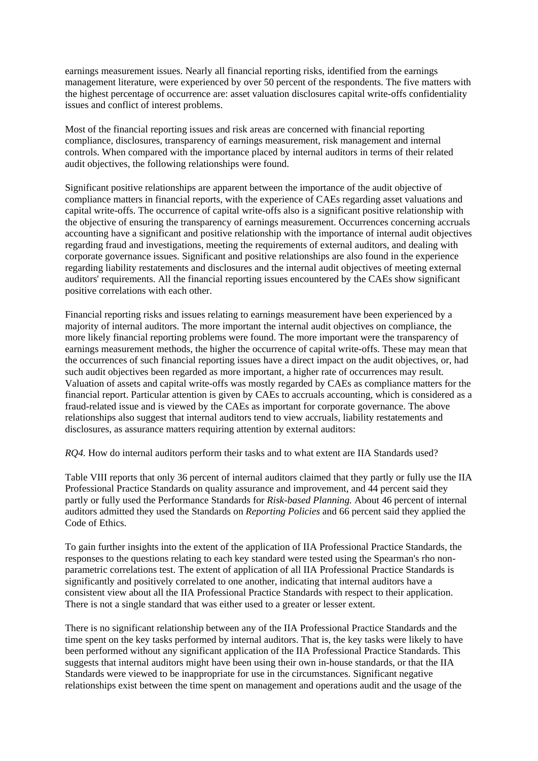earnings measurement issues. Nearly all financial reporting risks, identified from the earnings management literature, were experienced by over 50 percent of the respondents. The five matters with the highest percentage of occurrence are: asset valuation disclosures capital write-offs confidentiality issues and conflict of interest problems.

Most of the financial reporting issues and risk areas are concerned with financial reporting compliance, disclosures, transparency of earnings measurement, risk management and internal controls. When compared with the importance placed by internal auditors in terms of their related audit objectives, the following relationships were found.

Significant positive relationships are apparent between the importance of the audit objective of compliance matters in financial reports, with the experience of CAEs regarding asset valuations and capital write-offs. The occurrence of capital write-offs also is a significant positive relationship with the objective of ensuring the transparency of earnings measurement. Occurrences concerning accruals accounting have a significant and positive relationship with the importance of internal audit objectives regarding fraud and investigations, meeting the requirements of external auditors, and dealing with corporate governance issues. Significant and positive relationships are also found in the experience regarding liability restatements and disclosures and the internal audit objectives of meeting external auditors' requirements. All the financial reporting issues encountered by the CAEs show significant positive correlations with each other.

Financial reporting risks and issues relating to earnings measurement have been experienced by a majority of internal auditors. The more important the internal audit objectives on compliance, the more likely financial reporting problems were found. The more important were the transparency of earnings measurement methods, the higher the occurrence of capital write-offs. These may mean that the occurrences of such financial reporting issues have a direct impact on the audit objectives, or, had such audit objectives been regarded as more important, a higher rate of occurrences may result. Valuation of assets and capital write-offs was mostly regarded by CAEs as compliance matters for the financial report. Particular attention is given by CAEs to accruals accounting, which is considered as a fraud-related issue and is viewed by the CAEs as important for corporate governance. The above relationships also suggest that internal auditors tend to view accruals, liability restatements and disclosures, as assurance matters requiring attention by external auditors:

*RQ4.* How do internal auditors perform their tasks and to what extent are IIA Standards used?

Table VIII reports that only 36 percent of internal auditors claimed that they partly or fully use the IIA Professional Practice Standards on quality assurance and improvement, and 44 percent said they partly or fully used the Performance Standards for *Risk-based Planning.* About 46 percent of internal auditors admitted they used the Standards on *Reporting Policies* and 66 percent said they applied the Code of Ethics.

To gain further insights into the extent of the application of IIA Professional Practice Standards, the responses to the questions relating to each key standard were tested using the Spearman's rho non-parametric correlations test. The extent of application of all IIA Professional Practice Standards is significantly and positively correlated to one another, indicating that internal auditors have a consistent view about all the IIA Professional Practice Standards with respect to their application. There is not a single standard that was either used to a greater or lesser extent.

There is no significant relationship between any of the IIA Professional Practice Standards and the time spent on the key tasks performed by internal auditors. That is, the key tasks were likely to have been performed without any significant application of the IIA Professional Practice Standards. This suggests that internal auditors might have been using their own in-house standards, or that the IIA Standards were viewed to be inappropriate for use in the circumstances. Significant negative relationships exist between the time spent on management and operations audit and the usage of the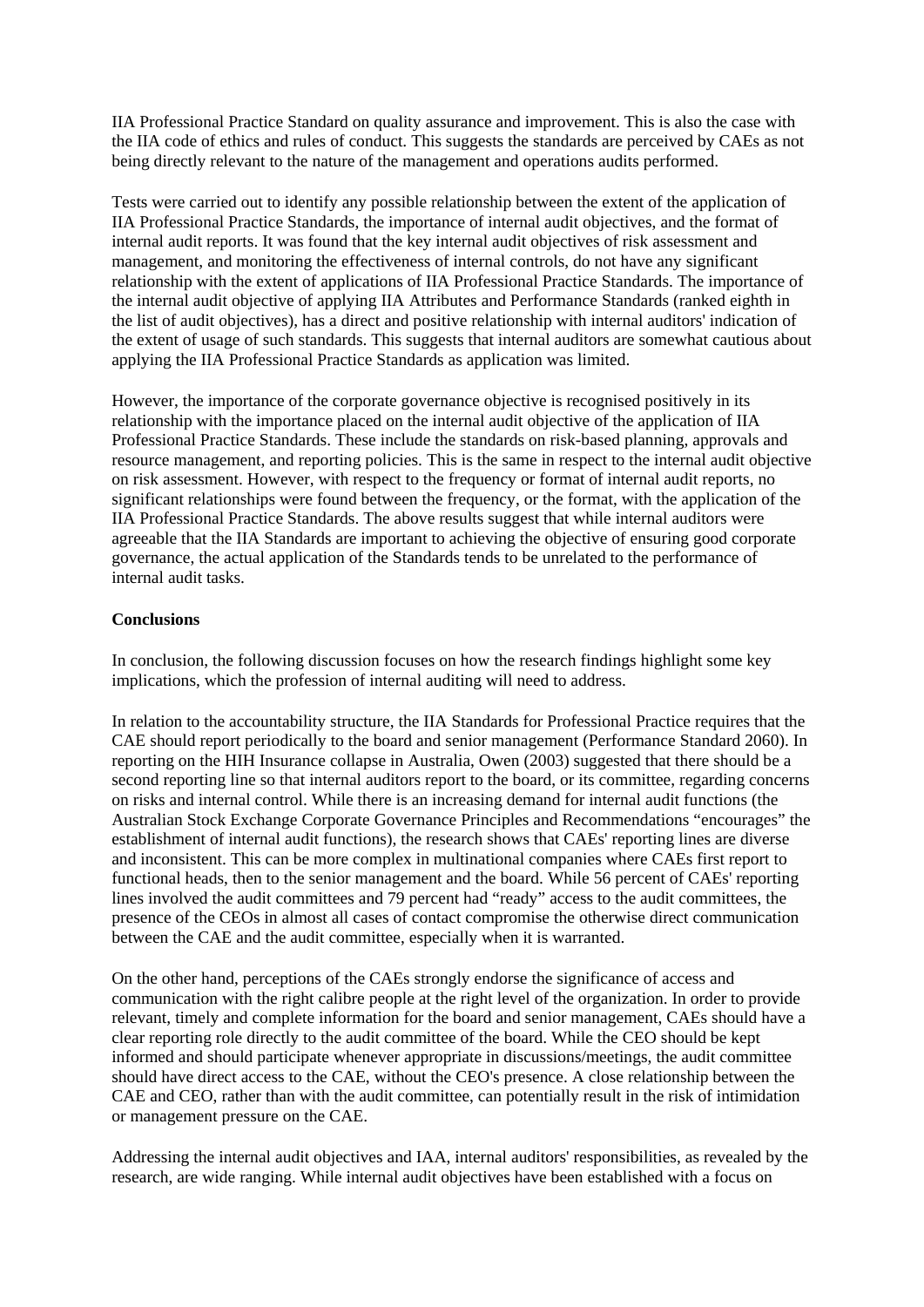IIA Professional Practice Standard on quality assurance and improvement. This is also the case with the IIA code of ethics and rules of conduct. This suggests the standards are perceived by CAEs as not being directly relevant to the nature of the management and operations audits performed.

Tests were carried out to identify any possible relationship between the extent of the application of IIA Professional Practice Standards, the importance of internal audit objectives, and the format of internal audit reports. It was found that the key internal audit objectives of risk assessment and management, and monitoring the effectiveness of internal controls, do not have any significant relationship with the extent of applications of IIA Professional Practice Standards. The importance of the internal audit objective of applying IIA Attributes and Performance Standards (ranked eighth in the list of audit objectives), has a direct and positive relationship with internal auditors' indication of the extent of usage of such standards. This suggests that internal auditors are somewhat cautious about applying the IIA Professional Practice Standards as application was limited.

However, the importance of the corporate governance objective is recognised positively in its relationship with the importance placed on the internal audit objective of the application of IIA Professional Practice Standards. These include the standards on risk-based planning, approvals and resource management, and reporting policies. This is the same in respect to the internal audit objective on risk assessment. However, with respect to the frequency or format of internal audit reports, no significant relationships were found between the frequency, or the format, with the application of the IIA Professional Practice Standards. The above results suggest that while internal auditors were agreeable that the IIA Standards are important to achieving the objective of ensuring good corporate governance, the actual application of the Standards tends to be unrelated to the performance of internal audit tasks.

**Conclusions**

In conclusion, the following discussion focuses on how the research findings highlight some key implications, which the profession of internal auditing will need to address.

In relation to the accountability structure, the IIA Standards for Professional Practice requires that the CAE should report periodically to the board and senior management (Performance Standard 2060). In reporting on the HIH Insurance collapse in Australia, Owen (2003) suggested that there should be a second reporting line so that internal auditors report to the board, or its committee, regarding concerns on risks and internal control. While there is an increasing demand for internal audit functions (the Australian Stock Exchange Corporate Governance Principles and Recommendations "encourages" the establishment of internal audit functions), the research shows that CAEs' reporting lines are diverse and inconsistent. This can be more complex in multinational companies where CAEs first report to functional heads, then to the senior management and the board. While 56 percent of CAEs' reporting lines involved the audit committees and 79 percent had "ready" access to the audit committees, the presence of the CEOs in almost all cases of contact compromise the otherwise direct communication between the CAE and the audit committee, especially when it is warranted.

On the other hand, perceptions of the CAEs strongly endorse the significance of access and communication with the right calibre people at the right level of the organization. In order to provide relevant, timely and complete information for the board and senior management, CAEs should have a clear reporting role directly to the audit committee of the board. While the CEO should be kept informed and should participate whenever appropriate in discussions/meetings, the audit committee should have direct access to the CAE, without the CEO's presence. A close relationship between the CAE and CEO, rather than with the audit committee, can potentially result in the risk of intimidation or management pressure on the CAE.

Addressing the internal audit objectives and IAA, internal auditors' responsibilities, as revealed by the research, are wide ranging. While internal audit objectives have been established with a focus on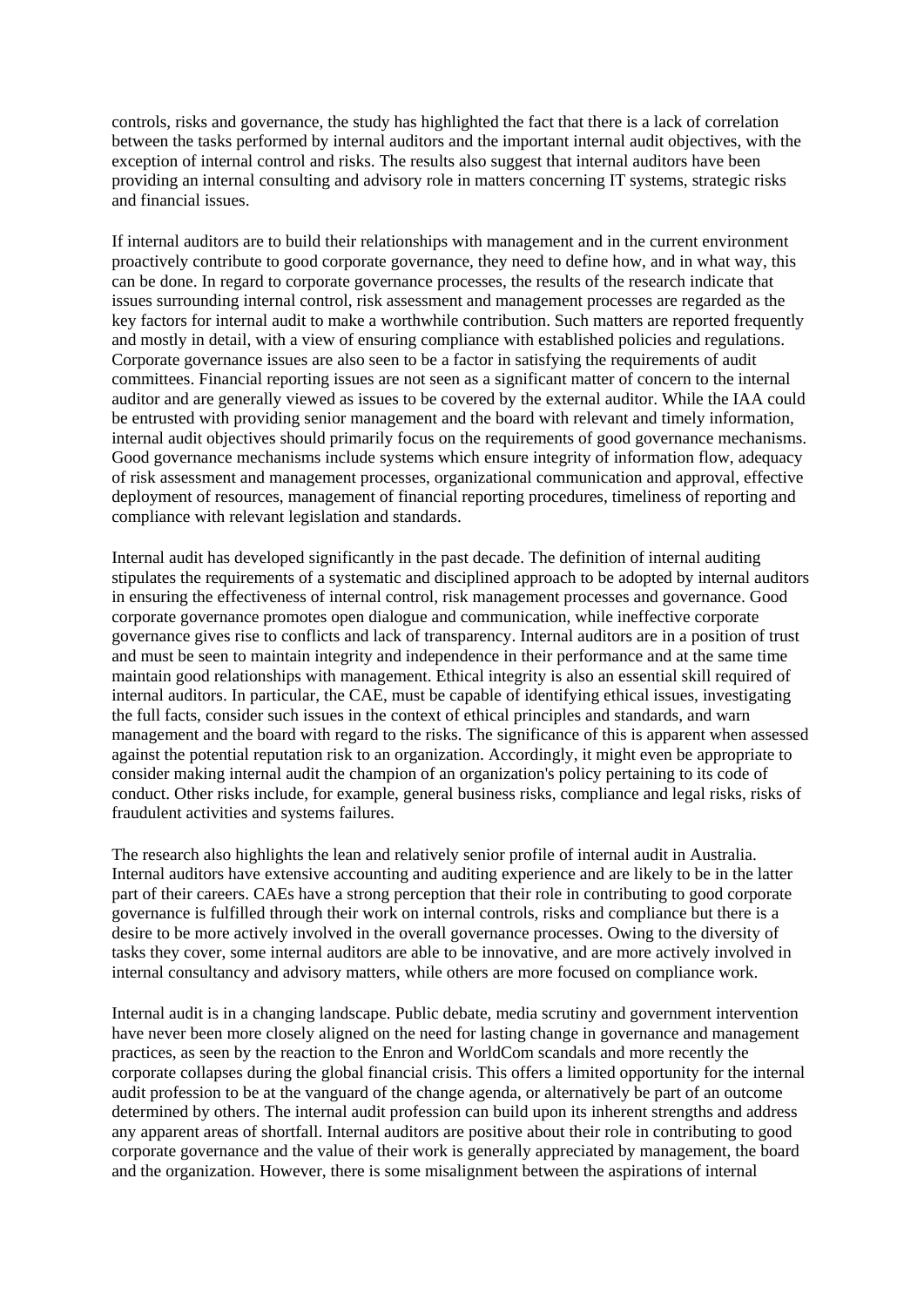controls, risks and governance, the study has highlighted the fact that there is a lack of correlation between the tasks performed by internal auditors and the important internal audit objectives, with the exception of internal control and risks. The results also suggest that internal auditors have been providing an internal consulting and advisory role in matters concerning IT systems, strategic risks and financial issues.

If internal auditors are to build their relationships with management and in the current environment proactively contribute to good corporate governance, they need to define how, and in what way, this can be done. In regard to corporate governance processes, the results of the research indicate that issues surrounding internal control, risk assessment and management processes are regarded as the key factors for internal audit to make a worthwhile contribution. Such matters are reported frequently and mostly in detail, with a view of ensuring compliance with established policies and regulations. Corporate governance issues are also seen to be a factor in satisfying the requirements of audit committees. Financial reporting issues are not seen as a significant matter of concern to the internal auditor and are generally viewed as issues to be covered by the external auditor. While the IAA could be entrusted with providing senior management and the board with relevant and timely information, internal audit objectives should primarily focus on the requirements of good governance mechanisms. Good governance mechanisms include systems which ensure integrity of information flow, adequacy of risk assessment and management processes, organizational communication and approval, effective deployment of resources, management of financial reporting procedures, timeliness of reporting and compliance with relevant legislation and standards.

Internal audit has developed significantly in the past decade. The definition of internal auditing stipulates the requirements of a systematic and disciplined approach to be adopted by internal auditors in ensuring the effectiveness of internal control, risk management processes and governance. Good corporate governance promotes open dialogue and communication, while ineffective corporate governance gives rise to conflicts and lack of transparency. Internal auditors are in a position of trust and must be seen to maintain integrity and independence in their performance and at the same time maintain good relationships with management. Ethical integrity is also an essential skill required of internal auditors. In particular, the CAE, must be capable of identifying ethical issues, investigating the full facts, consider such issues in the context of ethical principles and standards, and warn management and the board with regard to the risks. The significance of this is apparent when assessed against the potential reputation risk to an organization. Accordingly, it might even be appropriate to consider making internal audit the champion of an organization's policy pertaining to its code of conduct. Other risks include, for example, general business risks, compliance and legal risks, risks of fraudulent activities and systems failures.

The research also highlights the lean and relatively senior profile of internal audit in Australia. Internal auditors have extensive accounting and auditing experience and are likely to be in the latter part of their careers. CAEs have a strong perception that their role in contributing to good corporate governance is fulfilled through their work on internal controls, risks and compliance but there is a desire to be more actively involved in the overall governance processes. Owing to the diversity of tasks they cover, some internal auditors are able to be innovative, and are more actively involved in internal consultancy and advisory matters, while others are more focused on compliance work.

Internal audit is in a changing landscape. Public debate, media scrutiny and government intervention have never been more closely aligned on the need for lasting change in governance and management practices, as seen by the reaction to the Enron and WorldCom scandals and more recently the corporate collapses during the global financial crisis. This offers a limited opportunity for the internal audit profession to be at the vanguard of the change agenda, or alternatively be part of an outcome determined by others. The internal audit profession can build upon its inherent strengths and address any apparent areas of shortfall. Internal auditors are positive about their role in contributing to good corporate governance and the value of their work is generally appreciated by management, the board and the organization. However, there is some misalignment between the aspirations of internal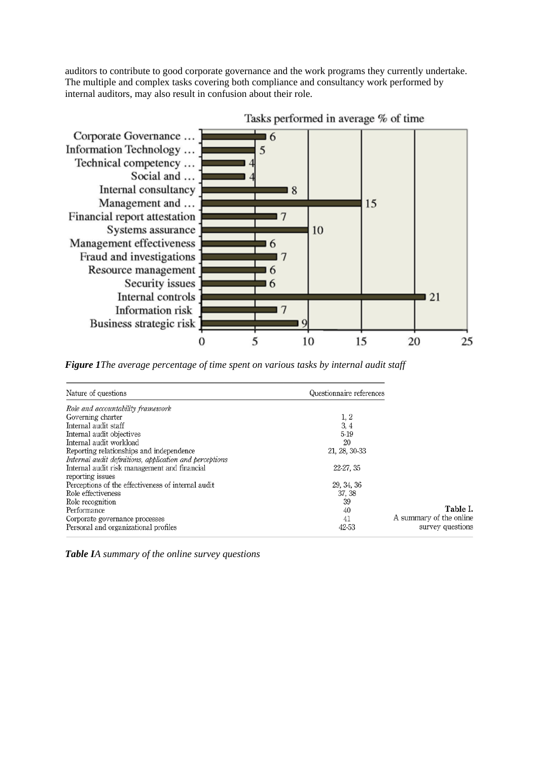auditors to contribute to good corporate governance and the work programs they currently undertake. The multiple and complex tasks covering both compliance and consultancy work performed by internal auditors, may also result in confusion about their role.

Tasks performed in average % of time

| Task | % of time |
| --- | --- |
| Corporate Governance … | 6 |
| Information Technology … | 5 |
| Technical competency … | 4 |
| Social and … | 4 |
| Internal consultancy | 8 |
| Management and … | 15 |
| Financial report attestation | 7 |
| Systems assurance | 10 |
| Management effectiveness | 6 |
| Fraud and investigations | 7 |
| Resource management | 6 |
| Security issues | 6 |
| Internal controls | 21 |
| Information risk | 7 |
| Business strategic risk | 9 |

***Figure 1****The average percentage of time spent on various tasks by internal audit staff*

**Table I.** A summary of the online survey questions

| Nature of questions | Questionnaire references |
| --- | --- |
| *Role and accountability framework* | |
| Governing charter | 1, 2 |
| Internal audit staff | 3, 4 |
| Internal audit objectives | 5-19 |
| Internal audit workload | 20 |
| Reporting relationships and independence | 21, 28, 30-33 |
| *Internal audit definitions, application and perceptions* | |
| Internal audit risk management and financial reporting issues | 22-27, 35 |
| Perceptions of the effectiveness of internal audit | 29, 34, 36 |
| Role effectiveness | 37, 38 |
| Role recognition | 39 |
| Performance | 40 |
| Corporate governance processes | 41 |
| Personal and organizational profiles | 42-53 |

***Table I****A summary of the online survey questions*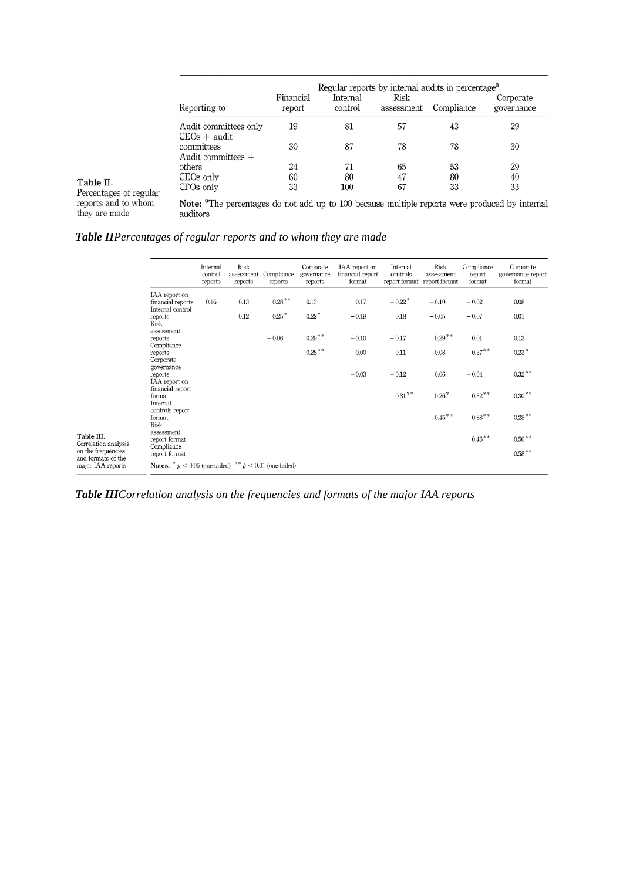Table II. Percentages of regular reports and to whom they are made

| Reporting to | Financial report | Internal control | Risk assessment | Compliance | Corporate governance |
|---|---|---|---|---|---|
| | Regular reports by internal audits in percentage[a] | | | | |
| Audit committees only | 19 | 81 | 57 | 43 | 29 |
| CEOs + audit committees | 30 | 87 | 78 | 78 | 30 |
| Audit committees + others | 24 | 71 | 65 | 53 | 29 |
| CEOs only | 60 | 80 | 47 | 80 | 40 |
| CFOs only | 33 | 100 | 67 | 33 | 33 |

**Note:** [a]The percentages do not add up to 100 because multiple reports were produced by internal auditors

***Table II****Percentages of regular reports and to whom they are made*

Table III. Correlation analysis on the frequencies and formats of the major IAA reports

| | Internal control reports | Risk assessment reports | Compliance reports | Corporate governance reports | IAA report on financial report format | Internal controls report format | Risk assessment report format | Compliance report format | Corporate governance report format |
|---|---|---|---|---|---|---|---|---|---|
| IAA report on financial reports | 0.16 | 0.13 | 0.28** | 0.13 | 0.17 | −0.22* | −0.10 | −0.02 | 0.08 |
| Internal control reports | | 0.12 | 0.25* | 0.22* | −0.19 | 0.18 | −0.05 | −0.07 | 0.01 |
| Risk assessment reports | | | −0.06 | 0.29** | −0.10 | −0.17 | 0.29** | 0.01 | 0.13 |
| Compliance reports | | | | 0.28** | 0.00 | 0.11 | 0.08 | 0.37** | 0.23* |
| Corporate governance reports | | | | | −0.03 | −0.12 | 0.06 | −0.04 | 0.32** |
| IAA report on financial report format | | | | | | 0.31** | 0.26* | 0.32** | 0.30** |
| Internal controls report format | | | | | | | 0.45** | 0.38** | 0.28** |
| Risk assessment report format | | | | | | | | 0.46** | 0.50** |
| Compliance report format | | | | | | | | | 0.58** |

**Notes:** * $p < 0.05$ (one-tailed); ** $p < 0.01$ (one-tailed)

***Table III****Correlation analysis on the frequencies and formats of the major IAA reports*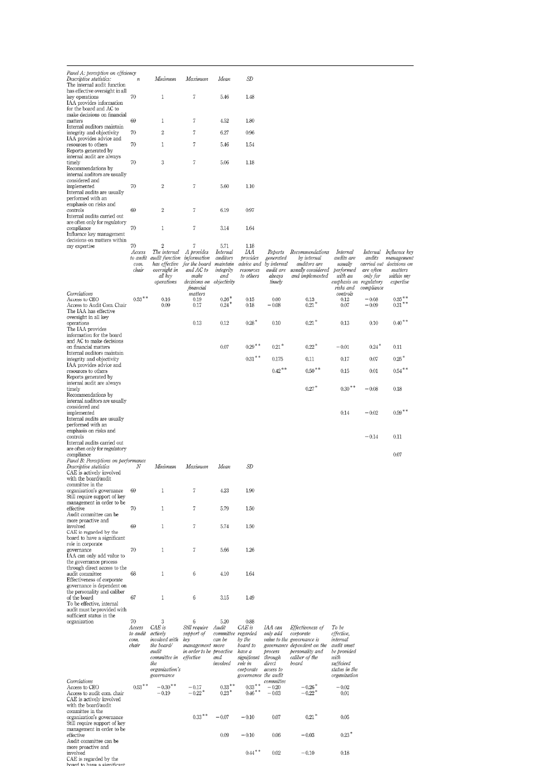**Panel A: perception on efficiency**

| Descriptive statistics: | n | Minimum | Maximum | Mean | SD |
|---|---|---|---|---|---|
| The internal audit function has effective oversight in all key operations | 70 | 1 | 7 | 5.46 | 1.48 |
| IAA provides information for the board and AC to make decisions on financial matters | 69 | 1 | 7 | 4.52 | 1.80 |
| Internal auditors maintain integrity and objectivity | 70 | 2 | 7 | 6.27 | 0.96 |
| IAA provides advice and resources to others | 70 | 1 | 7 | 5.46 | 1.54 |
| Reports generated by internal audit are always timely | 70 | 3 | 7 | 5.06 | 1.18 |
| Recommendations by internal auditors are usually considered and implemented | 70 | 2 | 7 | 5.60 | 1.10 |
| Internal audits are usually performed with an emphasis on risks and controls | 69 | 2 | 7 | 6.19 | 0.97 |
| Internal audits carried out are often only for regulatory compliance | 70 | 1 | 7 | 3.14 | 1.64 |
| Influence key management decisions on matters within my expertise | 70 | 2 | 7 | 5.71 | 1.18 |

| Correlations | Access to audit com. chair | The internal audit function has effective oversight in all key operations | A provides information for the board and AC to make decisions on financial matters | Internal auditors maintain integrity and objectivity | IAA provides advice and resources to others | Reports generated by internal audit are always timely | Recommendations by internal auditors are usually considered and implemented | Internal audits are usually performed with an emphasis on risks and controls | Internal audits carried out are often only for regulatory compliance | Influence key management decisions on matters within my expertise |
|---|---|---|---|---|---|---|---|---|---|---|
| Access to CEO | 0.53** | 0.16 | 0.19 | 0.26* | 0.15 | 0.00 | 0.13 | 0.12 | −0.08 | 0.35** |
| Access to Audit Com. Chair | | 0.09 | 0.17 | 0.24* | 0.18 | −0.08 | 0.21* | 0.07 | −0.09 | 0.31** |
| The IAA has effective oversight in all key operations | | | 0.13 | 0.12 | 0.28* | 0.10 | 0.21* | 0.13 | 0.10 | 0.40** |
| The IAA provides information for the board and AC to make decisions on financial matters | | | | 0.07 | 0.29** | 0.21* | 0.22* | −0.01 | 0.24* | 0.11 |
| Internal auditors maintain integrity and objectivity | | | | | 0.31** | 0.175 | 0.11 | 0.17 | 0.07 | 0.25* |
| IAA provides advice and resources to others | | | | | | 0.42** | 0.50** | 0.15 | 0.01 | 0.54** |
| Reports generated by internal audit are always timely | | | | | | | 0.27* | 0.30** | −0.08 | 0.18 |
| Recommendations by internal auditors are usually considered and implemented | | | | | | | | 0.14 | −0.02 | 0.59** |
| Internal audits are usually performed with an emphasis on risks and controls | | | | | | | | | −0.14 | 0.11 |
| Internal audits carried out are often only for regulatory compliance | | | | | | | | | | 0.07 |

**Panel B: Perceptions on performance**

| Descriptive statistics | N | Minimum | Maximum | Mean | SD |
|---|---|---|---|---|---|
| CAE is actively involved with the board/audit committee in the organization's governance | 69 | 1 | 7 | 4.23 | 1.90 |
| Still require support of key management in order to be effective | 70 | 1 | 7 | 5.79 | 1.50 |
| Audit committee can be more proactive and involved | 69 | 1 | 7 | 5.74 | 1.50 |
| CAE is regarded by the board to have a significant role in corporate governance | 70 | 1 | 7 | 5.66 | 1.26 |
| IAA can only add value to the governance process through direct access to the audit committee | 68 | 1 | 6 | 4.10 | 1.64 |
| Effectiveness of corporate governance is dependent on the personality and caliber of the board | 67 | 1 | 6 | 3.15 | 1.49 |
| To be effective, internal audit must be provided with sufficient status in the organization | 70 | 3 | 6 | 5.20 | 0.88 |

| Correlations | Access to audit com. chair | CAE is actively involved with the board/audit committee in the organization's governance | Still require support of key management in order to be effective | Audit committee can be more proactive and involved | CAE is regarded by the board to have a significant role in corporate governance | IAA can only add value to the governance process through direct access to the audit committee | Effectiveness of corporate governance is dependent on the personality and caliber of the board | To be effective, internal audit must be provided with sufficient status in the organization |
|---|---|---|---|---|---|---|---|---|
| Access to CEO | 0.53** | −0.30** | −0.17 | 0.33** | 0.33** | −0.20 | −0.26* | −0.02 |
| Access to audit com. chair | | −0.19 | −0.22* | 0.23* | 0.46** | −0.03 | −0.22* | 0.01 |
| CAE is actively involved with the board/audit committee in the organization's governance | | | 0.33** | −0.07 | −0.10 | 0.07 | 0.21* | 0.05 |
| Still require support of key management in order to be effective | | | | 0.09 | −0.10 | 0.06 | −0.03 | 0.23* |
| Audit committee can be more proactive and involved | | | | | 0.44** | 0.02 | −0.10 | 0.18 |
| CAE is regarded by the board to have a significant | | | | | | | | |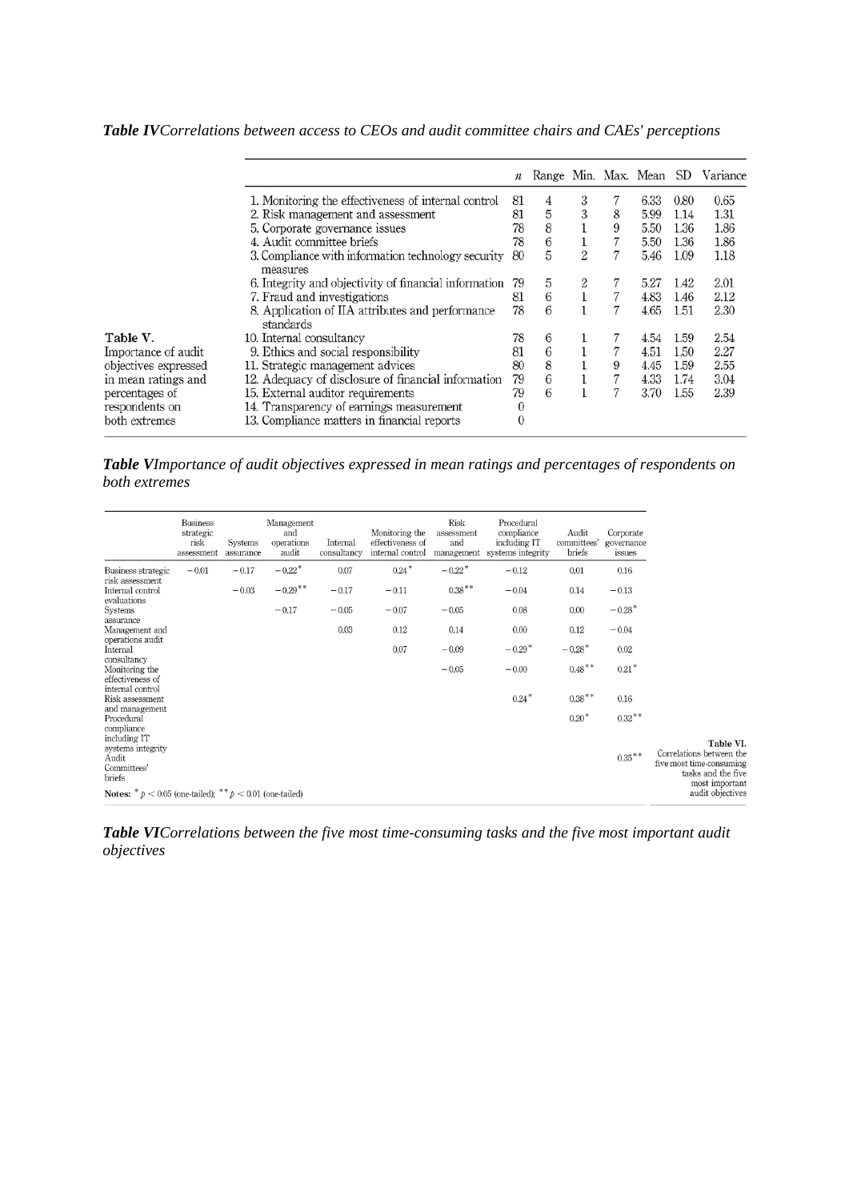*Table IV* *Correlations between access to CEOs and audit committee chairs and CAEs' perceptions*

| | $n$ | Range | Min. | Max. | Mean | SD | Variance |
|---|---|---|---|---|---|---|---|
| 1. Monitoring the effectiveness of internal control | 81 | 4 | 3 | 7 | 6.33 | 0.80 | 0.65 |
| 2. Risk management and assessment | 81 | 5 | 3 | 8 | 5.99 | 1.14 | 1.31 |
| 5. Corporate governance issues | 78 | 8 | 1 | 9 | 5.50 | 1.36 | 1.86 |
| 4. Audit committee briefs | 78 | 6 | 1 | 7 | 5.50 | 1.36 | 1.86 |
| 3. Compliance with information technology security measures | 80 | 5 | 2 | 7 | 5.46 | 1.09 | 1.18 |
| 6. Integrity and objectivity of financial information | 79 | 5 | 2 | 7 | 5.27 | 1.42 | 2.01 |
| 7. Fraud and investigations | 81 | 6 | 1 | 7 | 4.83 | 1.46 | 2.12 |
| 8. Application of IIA attributes and performance standards | 78 | 6 | 1 | 7 | 4.65 | 1.51 | 2.30 |
| 10. Internal consultancy | 78 | 6 | 1 | 7 | 4.54 | 1.59 | 2.54 |
| 9. Ethics and social responsibility | 81 | 6 | 1 | 7 | 4.51 | 1.50 | 2.27 |
| 11. Strategic management advices | 80 | 8 | 1 | 9 | 4.45 | 1.59 | 2.55 |
| 12. Adequacy of disclosure of financial information | 79 | 6 | 1 | 7 | 4.33 | 1.74 | 3.04 |
| 15. External auditor requirements | 79 | 6 | 1 | 7 | 3.70 | 1.55 | 2.39 |
| 14. Transparency of earnings measurement | 0 | | | | | | |
| 13. Compliance matters in financial reports | 0 | | | | | | |

*Table V* *Importance of audit objectives expressed in mean ratings and percentages of respondents on both extremes*

| | Business strategic risk assessment | Systems assurance | Management and operations audit | Internal consultancy | Monitoring the effectiveness of internal control | Risk assessment and management | Procedural compliance including IT systems integrity | Audit committees' briefs | Corporate governance issues |
|---|---|---|---|---|---|---|---|---|---|
| Business strategic risk assessment | −0.01 | −0.17 | −0.22* | 0.07 | 0.24* | −0.22* | −0.12 | 0.01 | 0.16 |
| Internal control evaluations | | −0.03 | −0.29** | −0.17 | −0.11 | 0.38** | −0.04 | 0.14 | −0.13 |
| Systems assurance | | | −0.17 | −0.05 | −0.07 | −0.05 | 0.08 | 0.00 | −0.28* |
| Management and operations audit | | | | 0.03 | 0.12 | 0.14 | 0.00 | 0.12 | −0.04 |
| Internal consultancy | | | | | 0.07 | −0.09 | −0.29* | −0.26* | 0.02 |
| Monitoring the effectiveness of internal control | | | | | | −0.05 | −0.00 | 0.48** | 0.21* |
| Risk assessment and management | | | | | | | 0.24* | 0.38** | 0.16 |
| Procedural compliance including IT systems integrity | | | | | | | | 0.20* | 0.32** |
| Audit Committees' briefs | | | | | | | | | 0.35** |

**Notes:** * $p < 0.05$ (one-tailed); ** $p < 0.01$ (one-tailed)

*Table VI* *Correlations between the five most time-consuming tasks and the five most important audit objectives*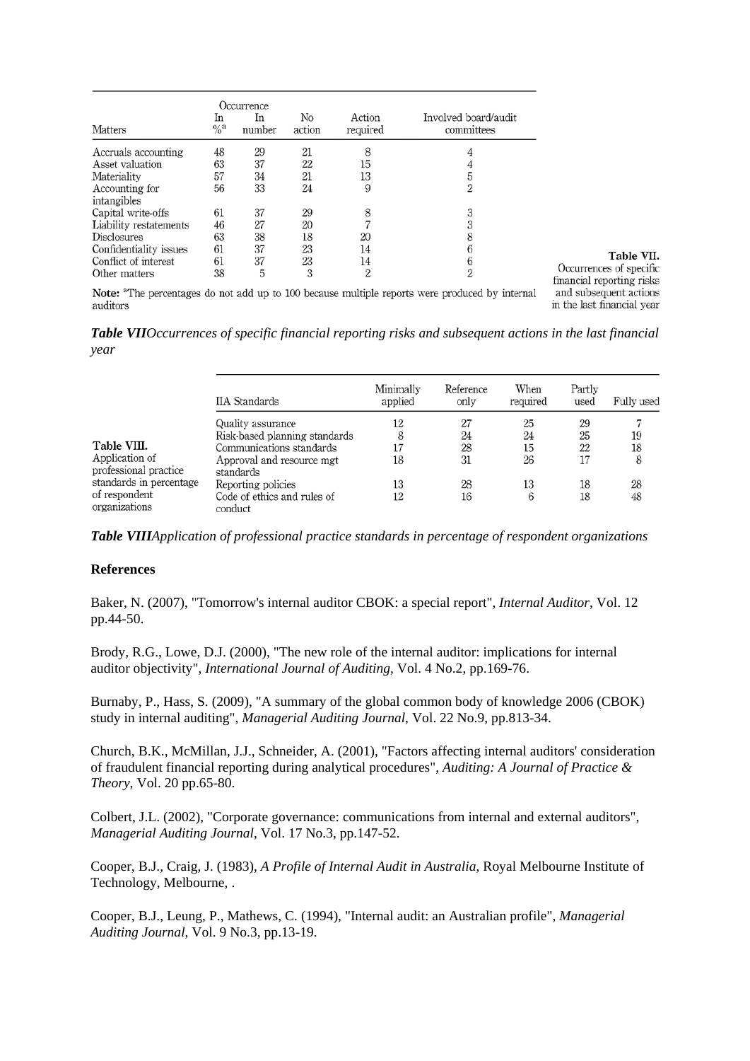| Matters | Occurrence In %[a] | Occurrence In number | No action | Action required | Involved board/audit committees |
|---|---|---|---|---|---|
| Accruals accounting | 48 | 29 | 21 | 8 | 4 |
| Asset valuation | 63 | 37 | 22 | 15 | 4 |
| Materiality | 57 | 34 | 21 | 13 | 5 |
| Accounting for intangibles | 56 | 33 | 24 | 9 | 2 |
| Capital write-offs | 61 | 37 | 29 | 8 | 3 |
| Liability restatements | 46 | 27 | 20 | 7 | 3 |
| Disclosures | 63 | 38 | 18 | 20 | 8 |
| Confidentiality issues | 61 | 37 | 23 | 14 | 6 |
| Conflict of interest | 61 | 37 | 23 | 14 | 6 |
| Other matters | 38 | 5 | 3 | 2 | 2 |

**Note:** [a]The percentages do not add up to 100 because multiple reports were produced by internal auditors

**Table VII.** Occurrences of specific financial reporting risks and subsequent actions in the last financial year

***Table VII****Occurrences of specific financial reporting risks and subsequent actions in the last financial year*

| IIA Standards | Minimally applied | Reference only | When required | Partly used | Fully used |
|---|---|---|---|---|---|
| Quality assurance | 12 | 27 | 25 | 29 | 7 |
| Risk-based planning standards | 8 | 24 | 24 | 25 | 19 |
| Communications standards | 17 | 28 | 15 | 22 | 18 |
| Approval and resource mgt standards | 18 | 31 | 26 | 17 | 8 |
| Reporting policies | 13 | 28 | 13 | 18 | 28 |
| Code of ethics and rules of conduct | 12 | 16 | 6 | 18 | 48 |

**Table VIII.** Application of professional practice standards in percentage of respondent organizations

***Table VIII****Application of professional practice standards in percentage of respondent organizations*

**References**

Baker, N. (2007), "Tomorrow's internal auditor CBOK: a special report", *Internal Auditor*, Vol. 12 pp.44-50.

Brody, R.G., Lowe, D.J. (2000), "The new role of the internal auditor: implications for internal auditor objectivity", *International Journal of Auditing*, Vol. 4 No.2, pp.169-76.

Burnaby, P., Hass, S. (2009), "A summary of the global common body of knowledge 2006 (CBOK) study in internal auditing", *Managerial Auditing Journal*, Vol. 22 No.9, pp.813-34.

Church, B.K., McMillan, J.J., Schneider, A. (2001), "Factors affecting internal auditors' consideration of fraudulent financial reporting during analytical procedures", *Auditing: A Journal of Practice & Theory*, Vol. 20 pp.65-80.

Colbert, J.L. (2002), "Corporate governance: communications from internal and external auditors", *Managerial Auditing Journal*, Vol. 17 No.3, pp.147-52.

Cooper, B.J., Craig, J. (1983), *A Profile of Internal Audit in Australia*, Royal Melbourne Institute of Technology, Melbourne, .

Cooper, B.J., Leung, P., Mathews, C. (1994), "Internal audit: an Australian profile", *Managerial Auditing Journal*, Vol. 9 No.3, pp.13-19.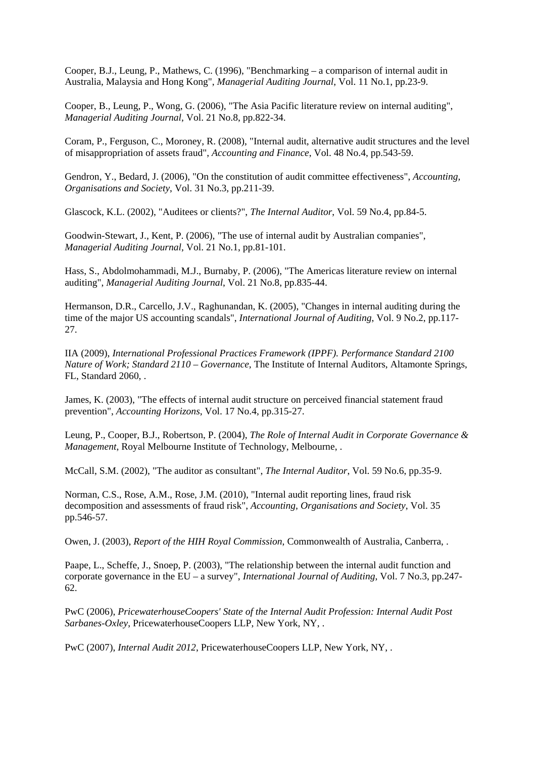Cooper, B.J., Leung, P., Mathews, C. (1996), "Benchmarking – a comparison of internal audit in Australia, Malaysia and Hong Kong", *Managerial Auditing Journal*, Vol. 11 No.1, pp.23-9.

Cooper, B., Leung, P., Wong, G. (2006), "The Asia Pacific literature review on internal auditing", *Managerial Auditing Journal*, Vol. 21 No.8, pp.822-34.

Coram, P., Ferguson, C., Moroney, R. (2008), "Internal audit, alternative audit structures and the level of misappropriation of assets fraud", *Accounting and Finance*, Vol. 48 No.4, pp.543-59.

Gendron, Y., Bedard, J. (2006), "On the constitution of audit committee effectiveness", *Accounting, Organisations and Society*, Vol. 31 No.3, pp.211-39.

Glascock, K.L. (2002), "Auditees or clients?", *The Internal Auditor*, Vol. 59 No.4, pp.84-5.

Goodwin-Stewart, J., Kent, P. (2006), "The use of internal audit by Australian companies", *Managerial Auditing Journal*, Vol. 21 No.1, pp.81-101.

Hass, S., Abdolmohammadi, M.J., Burnaby, P. (2006), "The Americas literature review on internal auditing", *Managerial Auditing Journal*, Vol. 21 No.8, pp.835-44.

Hermanson, D.R., Carcello, J.V., Raghunandan, K. (2005), "Changes in internal auditing during the time of the major US accounting scandals", *International Journal of Auditing*, Vol. 9 No.2, pp.117-27.

IIA (2009), *International Professional Practices Framework (IPPF). Performance Standard 2100 Nature of Work; Standard 2110 – Governance*, The Institute of Internal Auditors, Altamonte Springs, FL, Standard 2060, .

James, K. (2003), "The effects of internal audit structure on perceived financial statement fraud prevention", *Accounting Horizons*, Vol. 17 No.4, pp.315-27.

Leung, P., Cooper, B.J., Robertson, P. (2004), *The Role of Internal Audit in Corporate Governance & Management*, Royal Melbourne Institute of Technology, Melbourne, .

McCall, S.M. (2002), "The auditor as consultant", *The Internal Auditor*, Vol. 59 No.6, pp.35-9.

Norman, C.S., Rose, A.M., Rose, J.M. (2010), "Internal audit reporting lines, fraud risk decomposition and assessments of fraud risk", *Accounting, Organisations and Society*, Vol. 35 pp.546-57.

Owen, J. (2003), *Report of the HIH Royal Commission*, Commonwealth of Australia, Canberra, .

Paape, L., Scheffe, J., Snoep, P. (2003), "The relationship between the internal audit function and corporate governance in the EU – a survey", *International Journal of Auditing*, Vol. 7 No.3, pp.247-62.

PwC (2006), *PricewaterhouseCoopers' State of the Internal Audit Profession: Internal Audit Post Sarbanes-Oxley*, PricewaterhouseCoopers LLP, New York, NY, .

PwC (2007), *Internal Audit 2012*, PricewaterhouseCoopers LLP, New York, NY, .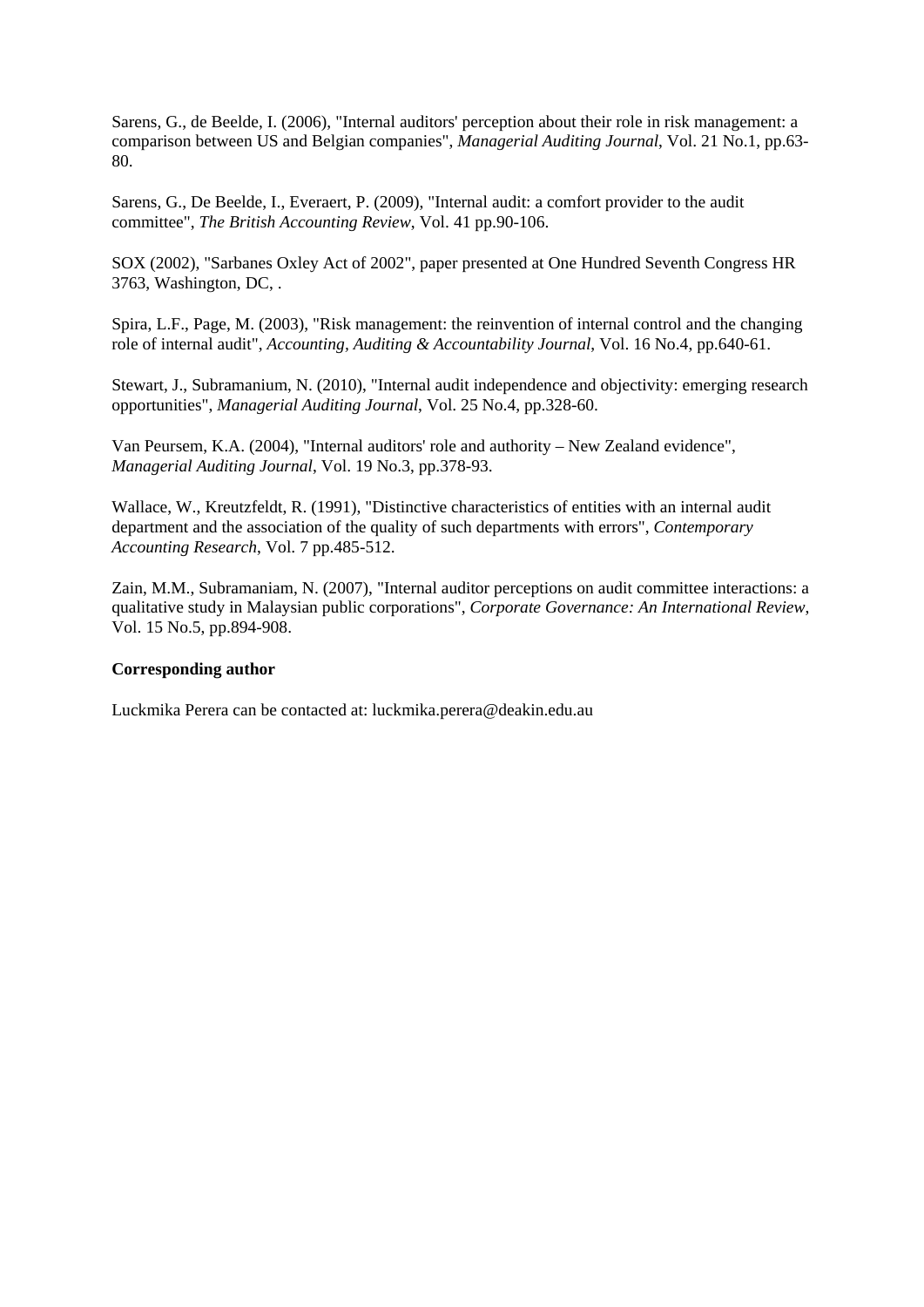Sarens, G., de Beelde, I. (2006), "Internal auditors' perception about their role in risk management: a comparison between US and Belgian companies", *Managerial Auditing Journal*, Vol. 21 No.1, pp.63-80.

Sarens, G., De Beelde, I., Everaert, P. (2009), "Internal audit: a comfort provider to the audit committee", *The British Accounting Review*, Vol. 41 pp.90-106.

SOX (2002), "Sarbanes Oxley Act of 2002", paper presented at One Hundred Seventh Congress HR 3763, Washington, DC, .

Spira, L.F., Page, M. (2003), "Risk management: the reinvention of internal control and the changing role of internal audit", *Accounting, Auditing & Accountability Journal*, Vol. 16 No.4, pp.640-61.

Stewart, J., Subramanium, N. (2010), "Internal audit independence and objectivity: emerging research opportunities", *Managerial Auditing Journal*, Vol. 25 No.4, pp.328-60.

Van Peursem, K.A. (2004), "Internal auditors' role and authority – New Zealand evidence", *Managerial Auditing Journal*, Vol. 19 No.3, pp.378-93.

Wallace, W., Kreutzfeldt, R. (1991), "Distinctive characteristics of entities with an internal audit department and the association of the quality of such departments with errors", *Contemporary Accounting Research*, Vol. 7 pp.485-512.

Zain, M.M., Subramaniam, N. (2007), "Internal auditor perceptions on audit committee interactions: a qualitative study in Malaysian public corporations", *Corporate Governance: An International Review*, Vol. 15 No.5, pp.894-908.

**Corresponding author**

Luckmika Perera can be contacted at: luckmika.perera@deakin.edu.au